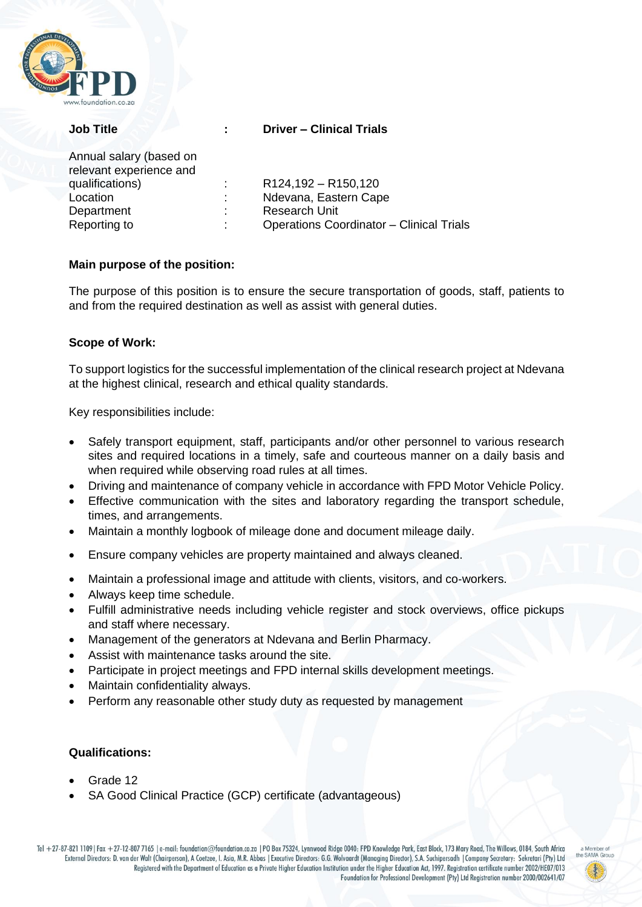| | | |
|---|---|---|
| **Job Title** | **:** | **Driver – Clinical Trials** |
| Annual salary (based on relevant experience and qualifications) | : | R124,192 – R150,120 |
| Location | : | Ndevana, Eastern Cape |
| Department | : | Research Unit |
| Reporting to | : | Operations Coordinator – Clinical Trials |

**Main purpose of the position:**

The purpose of this position is to ensure the secure transportation of goods, staff, patients to and from the required destination as well as assist with general duties.

**Scope of Work:**

To support logistics for the successful implementation of the clinical research project at Ndevana at the highest clinical, research and ethical quality standards.

Key responsibilities include:

- Safely transport equipment, staff, participants and/or other personnel to various research sites and required locations in a timely, safe and courteous manner on a daily basis and when required while observing road rules at all times.
- Driving and maintenance of company vehicle in accordance with FPD Motor Vehicle Policy.
- Effective communication with the sites and laboratory regarding the transport schedule, times, and arrangements.
- Maintain a monthly logbook of mileage done and document mileage daily.
- Ensure company vehicles are property maintained and always cleaned.
- Maintain a professional image and attitude with clients, visitors, and co-workers.
- Always keep time schedule.
- Fulfill administrative needs including vehicle register and stock overviews, office pickups and staff where necessary.
- Management of the generators at Ndevana and Berlin Pharmacy.
- Assist with maintenance tasks around the site.
- Participate in project meetings and FPD internal skills development meetings.
- Maintain confidentiality always.
- Perform any reasonable other study duty as requested by management

**Qualifications:**

- Grade 12
- SA Good Clinical Practice (GCP) certificate (advantageous)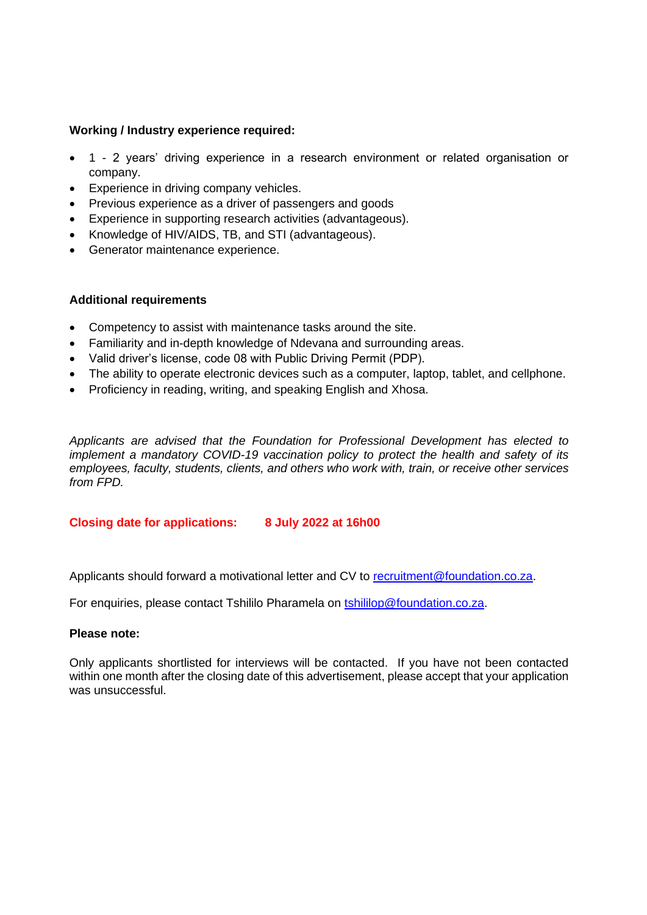**Working / Industry experience required:**

- 1 - 2 years' driving experience in a research environment or related organisation or company.
- Experience in driving company vehicles.
- Previous experience as a driver of passengers and goods
- Experience in supporting research activities (advantageous).
- Knowledge of HIV/AIDS, TB, and STI (advantageous).
- Generator maintenance experience.

**Additional requirements**

- Competency to assist with maintenance tasks around the site.
- Familiarity and in-depth knowledge of Ndevana and surrounding areas.
- Valid driver's license, code 08 with Public Driving Permit (PDP).
- The ability to operate electronic devices such as a computer, laptop, tablet, and cellphone.
- Proficiency in reading, writing, and speaking English and Xhosa.

*Applicants are advised that the Foundation for Professional Development has elected to implement a mandatory COVID-19 vaccination policy to protect the health and safety of its employees, faculty, students, clients, and others who work with, train, or receive other services from FPD.*

**Closing date for applications: 8 July 2022 at 16h00**

Applicants should forward a motivational letter and CV to recruitment@foundation.co.za.

For enquiries, please contact Tshililo Pharamela on tshililop@foundation.co.za.

**Please note:**

Only applicants shortlisted for interviews will be contacted. If you have not been contacted within one month after the closing date of this advertisement, please accept that your application was unsuccessful.